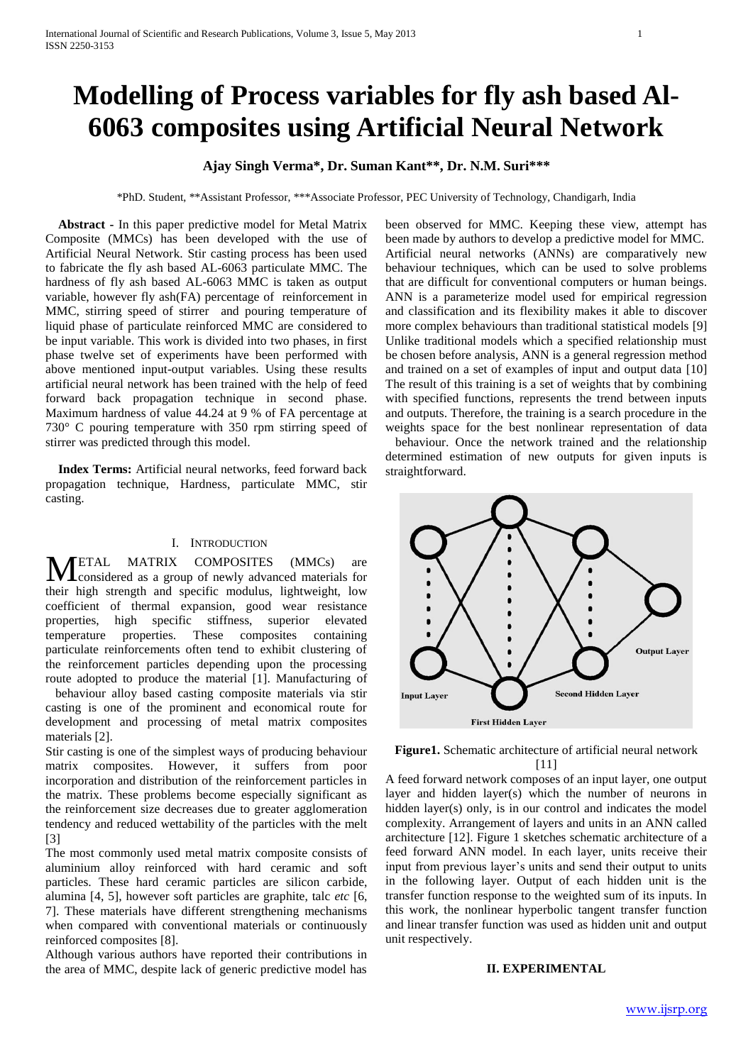# Modelling of Process variables for fly ash based Al-6063 composites using Artificial Neural Network

**Ajay Singh Verma\*, Dr. Suman Kant\*\*, Dr. N.M. Suri\*\*\***

\*PhD. Student, \*\*Assistant Professor, \*\*\*Associate Professor, PEC University of Technology, Chandigarh, India

**Abstract -** In this paper predictive model for Metal Matrix Composite (MMCs) has been developed with the use of Artificial Neural Network. Stir casting process has been used to fabricate the fly ash based AL-6063 particulate MMC. The hardness of fly ash based AL-6063 MMC is taken as output variable, however fly ash(FA) percentage of reinforcement in MMC, stirring speed of stirrer and pouring temperature of liquid phase of particulate reinforced MMC are considered to be input variable. This work is divided into two phases, in first phase twelve set of experiments have been performed with above mentioned input-output variables. Using these results artificial neural network has been trained with the help of feed forward back propagation technique in second phase. Maximum hardness of value 44.24 at 9 % of FA percentage at 730° C pouring temperature with 350 rpm stirring speed of stirrer was predicted through this model.

**Index Terms:** Artificial neural networks, feed forward back propagation technique, Hardness, particulate MMC, stir casting.

## I. Introduction

METAL MATRIX COMPOSITES (MMCs) are considered as a group of newly advanced materials for their high strength and specific modulus, lightweight, low coefficient of thermal expansion, good wear resistance properties, high specific stiffness, superior elevated temperature properties. These composites containing particulate reinforcements often tend to exhibit clustering of the reinforcement particles depending upon the processing route adopted to produce the material [1]. Manufacturing of behaviour alloy based casting composite materials via stir casting is one of the prominent and economical route for development and processing of metal matrix composites materials [2].

Stir casting is one of the simplest ways of producing behaviour matrix composites. However, it suffers from poor incorporation and distribution of the reinforcement particles in the matrix. These problems become especially significant as the reinforcement size decreases due to greater agglomeration tendency and reduced wettability of the particles with the melt [3]

The most commonly used metal matrix composite consists of aluminium alloy reinforced with hard ceramic and soft particles. These hard ceramic particles are silicon carbide, alumina [4, 5], however soft particles are graphite, talc *etc* [6, 7]. These materials have different strengthening mechanisms when compared with conventional materials or continuously reinforced composites [8].

Although various authors have reported their contributions in the area of MMC, despite lack of generic predictive model has been observed for MMC. Keeping these view, attempt has been made by authors to develop a predictive model for MMC. Artificial neural networks (ANNs) are comparatively new behaviour techniques, which can be used to solve problems that are difficult for conventional computers or human beings. ANN is a parameterize model used for empirical regression and classification and its flexibility makes it able to discover more complex behaviours than traditional statistical models [9] Unlike traditional models which a specified relationship must be chosen before analysis, ANN is a general regression method and trained on a set of examples of input and output data [10] The result of this training is a set of weights that by combining with specified functions, represents the trend between inputs and outputs. Therefore, the training is a search procedure in the weights space for the best nonlinear representation of data behaviour. Once the network trained and the relationship determined estimation of new outputs for given inputs is straightforward.

**Figure1.** Schematic architecture of artificial neural network [11]

A feed forward network composes of an input layer, one output layer and hidden layer(s) which the number of neurons in hidden layer(s) only, is in our control and indicates the model complexity. Arrangement of layers and units in an ANN called architecture [12]. Figure 1 sketches schematic architecture of a feed forward ANN model. In each layer, units receive their input from previous layer's units and send their output to units in the following layer. Output of each hidden unit is the transfer function response to the weighted sum of its inputs. In this work, the nonlinear hyperbolic tangent transfer function and linear transfer function was used as hidden unit and output unit respectively.

## II. EXPERIMENTAL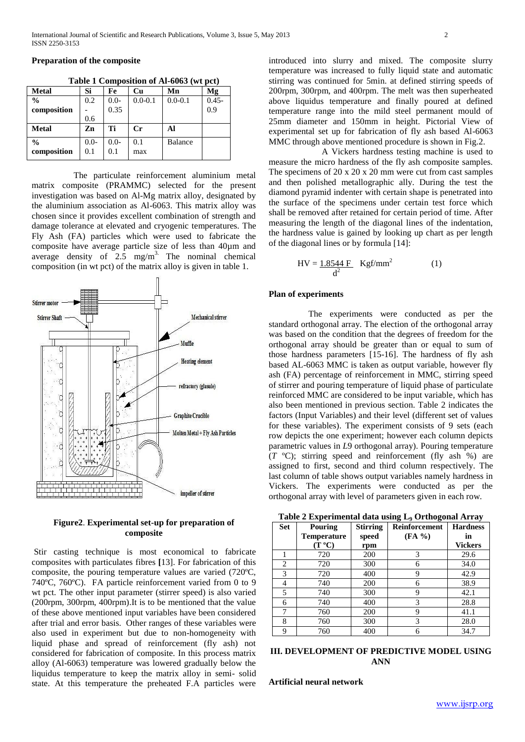**Preparation of the composite**

**Table 1 Composition of Al-6063 (wt pct)**

| Metal | Si | Fe | Cu | Mn | Mg |
|---|---|---|---|---|---|
| % composition | 0.2 - 0.6 | 0.0-0.35 | 0.0-0.1 | 0.0-0.1 | 0.45-0.9 |
| **Metal** | **Zn** | **Ti** | **Cr** | **Al** | |
| % composition | 0.0-0.1 | 0.0-0.1 | 0.1 max | Balance | |

The particulate reinforcement aluminium metal matrix composite (PRAMMC) selected for the present investigation was based on Al-Mg matrix alloy, designated by the aluminium association as Al-6063. This matrix alloy was chosen since it provides excellent combination of strength and damage tolerance at elevated and cryogenic temperatures. The Fly Ash (FA) particles which were used to fabricate the composite have average particle size of less than 40µm and average density of 2.5 $mg/m^3$. The nominal chemical composition (in wt pct) of the matrix alloy is given in table 1.

**Figure2**. **Experimental set-up for preparation of composite**

Stir casting technique is most economical to fabricate composites with particulates fibres [13]. For fabrication of this composite, the pouring temperature values are varied (720ºC, 740ºC, 760ºC). FA particle reinforcement varied from 0 to 9 wt pct. The other input parameter (stirrer speed) is also varied (200rpm, 300rpm, 400rpm).It is to be mentioned that the value of these above mentioned input variables have been considered after trial and error basis. Other ranges of these variables were also used in experiment but due to non-homogeneity with liquid phase and spread of reinforcement (fly ash) not considered for fabrication of composite. In this process matrix alloy (Al-6063) temperature was lowered gradually below the liquidus temperature to keep the matrix alloy in semi- solid state. At this temperature the preheated F.A particles were introduced into slurry and mixed. The composite slurry temperature was increased to fully liquid state and automatic stirring was continued for 5min. at defined stirring speeds of 200rpm, 300rpm, and 400rpm. The melt was then superheated above liquidus temperature and finally poured at defined temperature range into the mild steel permanent mould of 25mm diameter and 150mm in height. Pictorial View of experimental set up for fabrication of fly ash based Al-6063 MMC through above mentioned procedure is shown in Fig.2.

A Vickers hardness testing machine is used to measure the micro hardness of the fly ash composite samples. The specimens of 20 x 20 x 20 mm were cut from cast samples and then polished metallographic ally. During the test the diamond pyramid indenter with certain shape is penetrated into the surface of the specimens under certain test force which shall be removed after retained for certain period of time. After measuring the length of the diagonal lines of the indentation, the hardness value is gained by looking up chart as per length of the diagonal lines or by formula [14]:

$$HV = \frac{1.8544\,F}{d^2} \quad Kgf/mm^2 \qquad (1)$$

**Plan of experiments**

The experiments were conducted as per the standard orthogonal array. The election of the orthogonal array was based on the condition that the degrees of freedom for the orthogonal array should be greater than or equal to sum of those hardness parameters [15-16]. The hardness of fly ash based AL-6063 MMC is taken as output variable, however fly ash (FA) percentage of reinforcement in MMC, stirring speed of stirrer and pouring temperature of liquid phase of particulate reinforced MMC are considered to be input variable, which has also been mentioned in previous section. Table 2 indicates the factors (Input Variables) and their level (different set of values for these variables). The experiment consists of 9 sets (each row depicts the one experiment; however each column depicts parametric values in *L*9 orthogonal array). Pouring temperature (*T* ºC); stirring speed and reinforcement (fly ash %) are assigned to first, second and third column respectively. The last column of table shows output variables namely hardness in Vickers. The experiments were conducted as per the orthogonal array with level of parameters given in each row.

**Table 2 Experimental data using $L_9$ Orthogonal Array**

| Set | Pouring Temperature (T ºC) | Stirring speed rpm | Reinforcement (FA %) | Hardness in Vickers |
|---|---|---|---|---|
| 1 | 720 | 200 | 3 | 29.6 |
| 2 | 720 | 300 | 6 | 34.0 |
| 3 | 720 | 400 | 9 | 42.9 |
| 4 | 740 | 200 | 6 | 38.9 |
| 5 | 740 | 300 | 9 | 42.1 |
| 6 | 740 | 400 | 3 | 28.8 |
| 7 | 760 | 200 | 9 | 41.1 |
| 8 | 760 | 300 | 3 | 28.0 |
| 9 | 760 | 400 | 6 | 34.7 |

## III. DEVELOPMENT OF PREDICTIVE MODEL USING ANN

**Artificial neural network**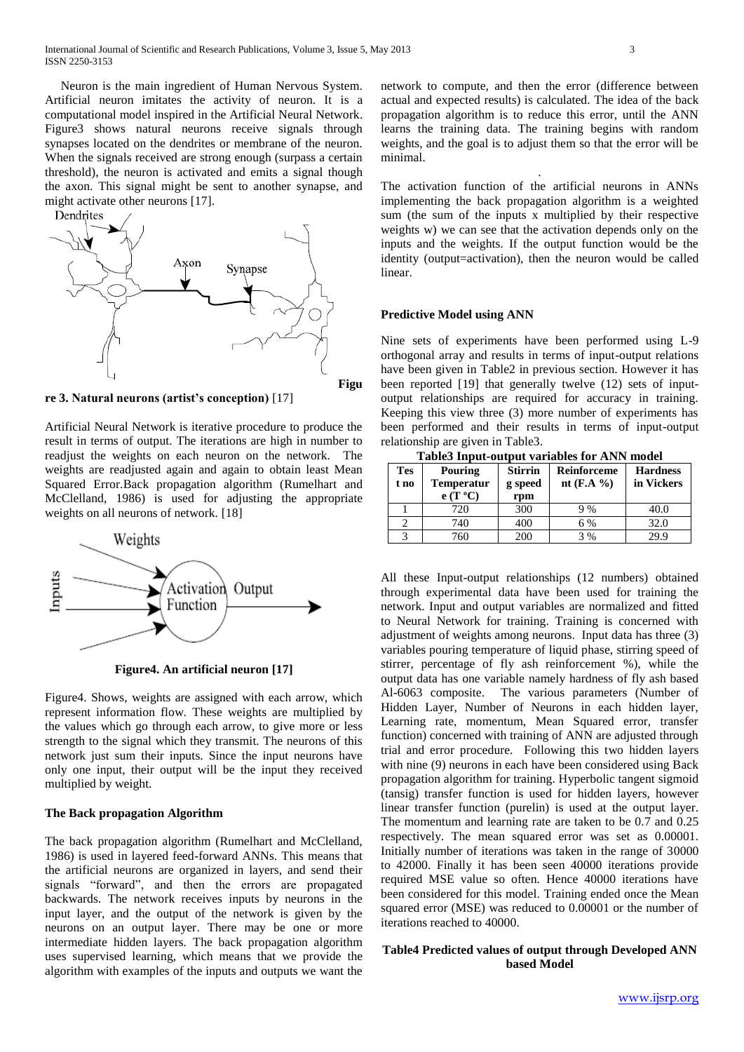Neuron is the main ingredient of Human Nervous System. Artificial neuron imitates the activity of neuron. It is a computational model inspired in the Artificial Neural Network. Figure3 shows natural neurons receive signals through synapses located on the dendrites or membrane of the neuron. When the signals received are strong enough (surpass a certain threshold), the neuron is activated and emits a signal though the axon. This signal might be sent to another synapse, and might activate other neurons [17].

**Figure 3. Natural neurons (artist's conception)** [17]

Artificial Neural Network is iterative procedure to produce the result in terms of output. The iterations are high in number to readjust the weights on each neuron on the network. The weights are readjusted again and again to obtain least Mean Squared Error.Back propagation algorithm (Rumelhart and McClelland, 1986) is used for adjusting the appropriate weights on all neurons of network. [18]

**Figure4. An artificial neuron [17]**

Figure4. Shows, weights are assigned with each arrow, which represent information flow. These weights are multiplied by the values which go through each arrow, to give more or less strength to the signal which they transmit. The neurons of this network just sum their inputs. Since the input neurons have only one input, their output will be the input they received multiplied by weight.

### The Back propagation Algorithm

The back propagation algorithm (Rumelhart and McClelland, 1986) is used in layered feed-forward ANNs. This means that the artificial neurons are organized in layers, and send their signals "forward", and then the errors are propagated backwards. The network receives inputs by neurons in the input layer, and the output of the network is given by the neurons on an output layer. There may be one or more intermediate hidden layers. The back propagation algorithm uses supervised learning, which means that we provide the algorithm with examples of the inputs and outputs we want the network to compute, and then the error (difference between actual and expected results) is calculated. The idea of the back propagation algorithm is to reduce this error, until the ANN learns the training data. The training begins with random weights, and the goal is to adjust them so that the error will be minimal.

The activation function of the artificial neurons in ANNs implementing the back propagation algorithm is a weighted sum (the sum of the inputs x multiplied by their respective weights w) we can see that the activation depends only on the inputs and the weights. If the output function would be the identity (output=activation), then the neuron would be called linear.

### Predictive Model using ANN

Nine sets of experiments have been performed using L-9 orthogonal array and results in terms of input-output relations have been given in Table2 in previous section. However it has been reported [19] that generally twelve (12) sets of input-output relationships are required for accuracy in training. Keeping this view three (3) more number of experiments has been performed and their results in terms of input-output relationship are given in Table3.

**Table3 Input-output variables for ANN model**

| Test no | Pouring Temperature (T °C) | Stirring speed rpm | Reinforcement (F.A %) | Hardness in Vickers |
|---|---|---|---|---|
| 1 | 720 | 300 | 9 % | 40.0 |
| 2 | 740 | 400 | 6 % | 32.0 |
| 3 | 760 | 200 | 3 % | 29.9 |

All these Input-output relationships (12 numbers) obtained through experimental data have been used for training the network. Input and output variables are normalized and fitted to Neural Network for training. Training is concerned with adjustment of weights among neurons. Input data has three (3) variables pouring temperature of liquid phase, stirring speed of stirrer, percentage of fly ash reinforcement %), while the output data has one variable namely hardness of fly ash based Al-6063 composite. The various parameters (Number of Hidden Layer, Number of Neurons in each hidden layer, Learning rate, momentum, Mean Squared error, transfer function) concerned with training of ANN are adjusted through trial and error procedure. Following this two hidden layers with nine (9) neurons in each have been considered using Back propagation algorithm for training. Hyperbolic tangent sigmoid (tansig) transfer function is used for hidden layers, however linear transfer function (purelin) is used at the output layer. The momentum and learning rate are taken to be 0.7 and 0.25 respectively. The mean squared error was set as 0.00001. Initially number of iterations was taken in the range of 30000 to 42000. Finally it has been seen 40000 iterations provide required MSE value so often. Hence 40000 iterations have been considered for this model. Training ended once the Mean squared error (MSE) was reduced to 0.00001 or the number of iterations reached to 40000.

**Table4 Predicted values of output through Developed ANN based Model**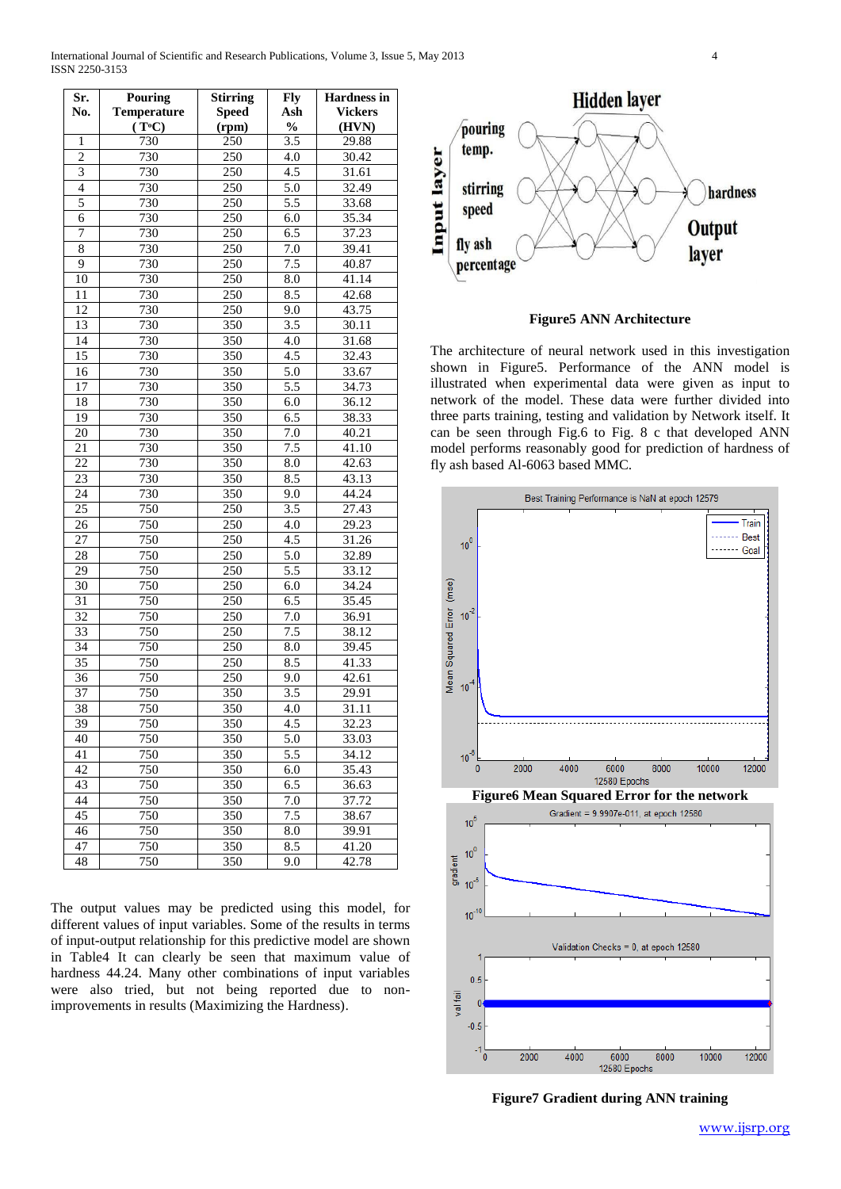| Sr. No. | Pouring Temperature (T°C) | Stirring Speed (rpm) | Fly Ash % | Hardness in Vickers (HVN) |
|---|---|---|---|---|
| 1 | 730 | 250 | 3.5 | 29.88 |
| 2 | 730 | 250 | 4.0 | 30.42 |
| 3 | 730 | 250 | 4.5 | 31.61 |
| 4 | 730 | 250 | 5.0 | 32.49 |
| 5 | 730 | 250 | 5.5 | 33.68 |
| 6 | 730 | 250 | 6.0 | 35.34 |
| 7 | 730 | 250 | 6.5 | 37.23 |
| 8 | 730 | 250 | 7.0 | 39.41 |
| 9 | 730 | 250 | 7.5 | 40.87 |
| 10 | 730 | 250 | 8.0 | 41.14 |
| 11 | 730 | 250 | 8.5 | 42.68 |
| 12 | 730 | 250 | 9.0 | 43.75 |
| 13 | 730 | 350 | 3.5 | 30.11 |
| 14 | 730 | 350 | 4.0 | 31.68 |
| 15 | 730 | 350 | 4.5 | 32.43 |
| 16 | 730 | 350 | 5.0 | 33.67 |
| 17 | 730 | 350 | 5.5 | 34.73 |
| 18 | 730 | 350 | 6.0 | 36.12 |
| 19 | 730 | 350 | 6.5 | 38.33 |
| 20 | 730 | 350 | 7.0 | 40.21 |
| 21 | 730 | 350 | 7.5 | 41.10 |
| 22 | 730 | 350 | 8.0 | 42.63 |
| 23 | 730 | 350 | 8.5 | 43.13 |
| 24 | 730 | 350 | 9.0 | 44.24 |
| 25 | 750 | 250 | 3.5 | 27.43 |
| 26 | 750 | 250 | 4.0 | 29.23 |
| 27 | 750 | 250 | 4.5 | 31.26 |
| 28 | 750 | 250 | 5.0 | 32.89 |
| 29 | 750 | 250 | 5.5 | 33.12 |
| 30 | 750 | 250 | 6.0 | 34.24 |
| 31 | 750 | 250 | 6.5 | 35.45 |
| 32 | 750 | 250 | 7.0 | 36.91 |
| 33 | 750 | 250 | 7.5 | 38.12 |
| 34 | 750 | 250 | 8.0 | 39.45 |
| 35 | 750 | 250 | 8.5 | 41.33 |
| 36 | 750 | 250 | 9.0 | 42.61 |
| 37 | 750 | 350 | 3.5 | 29.91 |
| 38 | 750 | 350 | 4.0 | 31.11 |
| 39 | 750 | 350 | 4.5 | 32.23 |
| 40 | 750 | 350 | 5.0 | 33.03 |
| 41 | 750 | 350 | 5.5 | 34.12 |
| 42 | 750 | 350 | 6.0 | 35.43 |
| 43 | 750 | 350 | 6.5 | 36.63 |
| 44 | 750 | 350 | 7.0 | 37.72 |
| 45 | 750 | 350 | 7.5 | 38.67 |
| 46 | 750 | 350 | 8.0 | 39.91 |
| 47 | 750 | 350 | 8.5 | 41.20 |
| 48 | 750 | 350 | 9.0 | 42.78 |

The output values may be predicted using this model, for different values of input variables. Some of the results in terms of input-output relationship for this predictive model are shown in Table4 It can clearly be seen that maximum value of hardness 44.24. Many other combinations of input variables were also tried, but not being reported due to non-improvements in results (Maximizing the Hardness).

**Figure5 ANN Architecture**

The architecture of neural network used in this investigation shown in Figure5. Performance of the ANN model is illustrated when experimental data were given as input to network of the model. These data were further divided into three parts training, testing and validation by Network itself. It can be seen through Fig.6 to Fig. 8 c that developed ANN model performs reasonably good for prediction of hardness of fly ash based Al-6063 based MMC.

**Figure6 Mean Squared Error for the network**

**Figure7 Gradient during ANN training**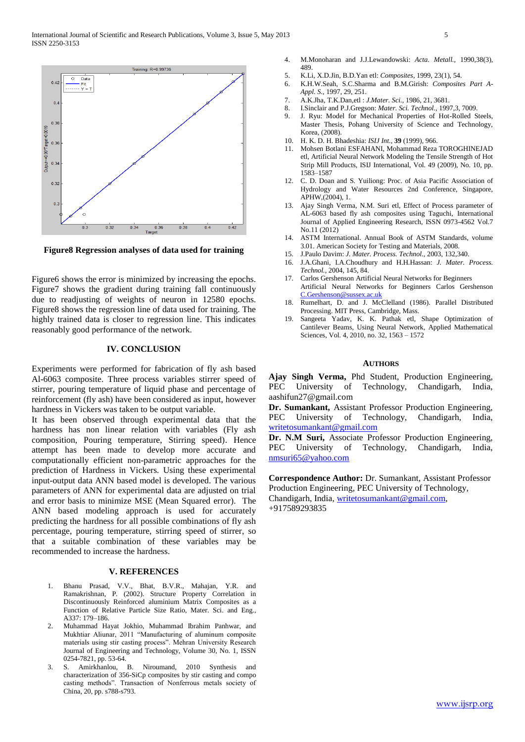Training: R=0.99736

Data

Fit

Y = T

Output~=0.99*Target+0.0019

Target

**Figure8 Regression analyses of data used for training**

Figure6 shows the error is minimized by increasing the epochs. Figure7 shows the gradient during training fall continuously due to readjusting of weights of neuron in 12580 epochs. Figure8 shows the regression line of data used for training. The highly trained data is closer to regression line. This indicates reasonably good performance of the network.

## IV. CONCLUSION

Experiments were performed for fabrication of fly ash based Al-6063 composite. Three process variables stirrer speed of stirrer, pouring temperature of liquid phase and percentage of reinforcement (fly ash) have been considered as input, however hardness in Vickers was taken to be output variable.

It has been observed through experimental data that the hardness has non linear relation with variables (Fly ash composition, Pouring temperature, Stirring speed). Hence attempt has been made to develop more accurate and computationally efficient non-parametric approaches for the prediction of Hardness in Vickers. Using these experimental input-output data ANN based model is developed. The various parameters of ANN for experimental data are adjusted on trial and error basis to minimize MSE (Mean Squared error). The ANN based modeling approach is used for accurately predicting the hardness for all possible combinations of fly ash percentage, pouring temperature, stirring speed of stirrer, so that a suitable combination of these variables may be recommended to increase the hardness.

## V. REFERENCES

1. Bhanu Prasad, V.V., Bhat, B.V.R., Mahajan, Y.R. and Ramakrishnan, P. (2002). Structure Property Correlation in Discontinuously Reinforced aluminium Matrix Composites as a Function of Relative Particle Size Ratio, Mater. Sci. and Eng., A337: 179–186.
2. Muhammad Hayat Jokhio, Muhammad Ibrahim Panhwar, and Mukhtiar Aliunar, 2011 "Manufacturing of aluminum composite materials using stir casting process". Mehran University Research Journal of Engineering and Technology, Volume 30, No. 1, ISSN 0254-7821, pp. 53-64.
3. S. Amirkhanlou, B. Niroumand, 2010 Synthesis and characterization of 356-SiCp composites by stir casting and compo casting methods". Transaction of Nonferrous metals society of China, 20, pp. s788-s793.
4. M.Monoharan and J.J.Lewandowski: *Acta. Metall.*, 1990,38(3), 489.
5. K.Li, X.D.Jin, B.D.Yan etl: *Composites*, 1999, 23(1), 54.
6. K.H.W.Seah, S.C.Sharma and B.M.Girish: *Composites Part A-Appl. S.*, 1997, 29, 251.
7. A.K.Jha, T.K.Dan,etl : *J.Mater. Sci.*, 1986, 21, 3681.
8. I.Sinclair and P.J.Gregson: *Mater. Sci. Technol.*, 1997,3, 7009.
9. J. Ryu: Model for Mechanical Properties of Hot-Rolled Steels, Master Thesis, Pohang University of Science and Technology, Korea, (2008).
10. H. K. D. H. Bhadeshia: *ISIJ Int.*, **39** (1999), 966.
11. Mohsen Botlani ESFAHANI, Mohammad Reza TOROGHINEJAD etl, Artificial Neural Network Modeling the Tensile Strength of Hot Strip Mill Products, ISIJ International, Vol. 49 (2009), No. 10, pp. 1583–1587
12. C. D. Doan and S. Yuiliong: Proc. of Asia Pacific Association of Hydrology and Water Resources 2nd Conference, Singapore, APHW,(2004), 1.
13. Ajay Singh Verma, N.M. Suri etl, Effect of Process parameter of AL-6063 based fly ash composites using Taguchi, International Journal of Applied Engineering Research, ISSN 0973-4562 Vol.7 No.11 (2012)
14. ASTM International. Annual Book of ASTM Standards, volume 3.01. American Society for Testing and Materials, 2008.
15. J.Paulo Davim: *J. Mater. Process. Technol.*, 2003, 132,340.
16. J.A.Ghani, I.A.Choudhury and H.H.Hassan: *J. Mater. Process. Technol.*, 2004, 145, 84.
17. Carlos Gershenson Artificial Neural Networks for Beginners Artificial Neural Networks for Beginners Carlos Gershenson C.Gershenson@sussex.ac.uk
18. Rumelhart, D. and J. McClelland (1986). Parallel Distributed Processing. MIT Press, Cambridge, Mass.
19. Sangeeta Yadav, K. K. Pathak etl, Shape Optimization of Cantilever Beams, Using Neural Network, Applied Mathematical Sciences, Vol. 4, 2010, no. 32, 1563 – 1572

### AUTHORS

**Ajay Singh Verma,** Phd Student, Production Engineering, PEC University of Technology, Chandigarh, India, aashifun27@gmail.com

**Dr. Sumankant,** Assistant Professor Production Engineering, PEC University of Technology, Chandigarh, India, writetosumankant@gmail.com

**Dr. N.M Suri,** Associate Professor Production Engineering, PEC University of Technology, Chandigarh, India, nmsuri65@yahoo.com

**Correspondence Author:** Dr. Sumankant, Assistant Professor Production Engineering, PEC University of Technology, Chandigarh, India, writetosumankant@gmail.com, +917589293835